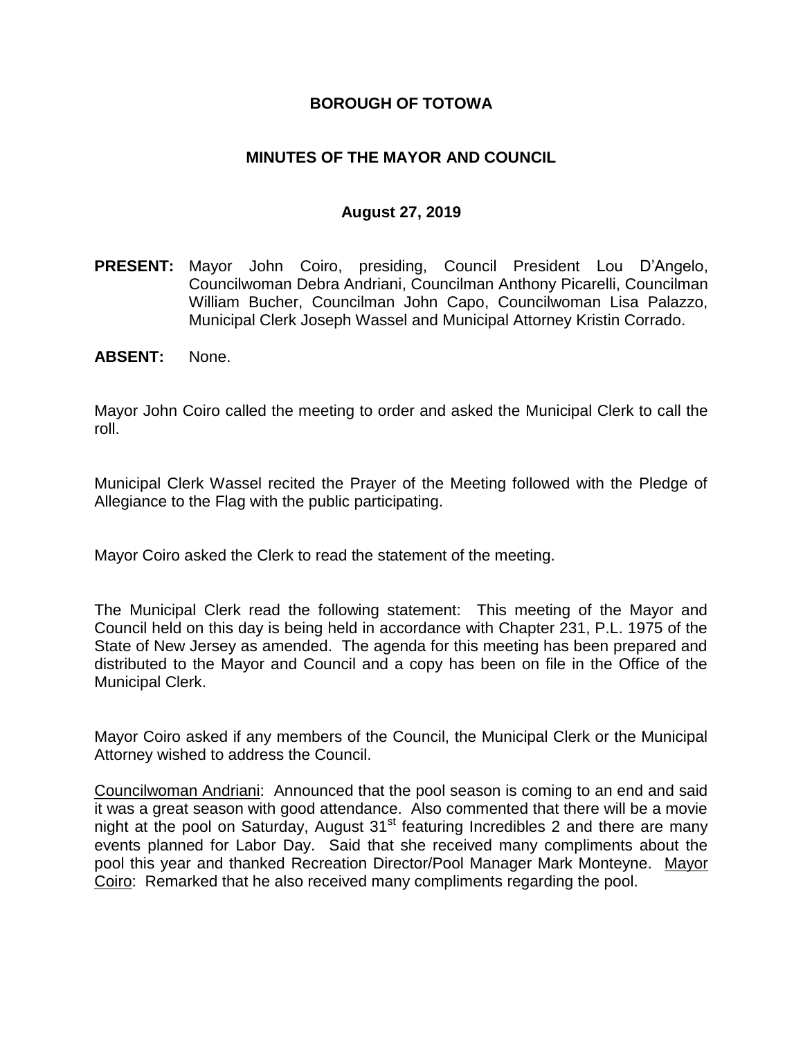**BOROUGH OF TOTOWA**

**MINUTES OF THE MAYOR AND COUNCIL**

**August 27, 2019**

**PRESENT:** Mayor John Coiro, presiding, Council President Lou D'Angelo, Councilwoman Debra Andriani, Councilman Anthony Picarelli, Councilman William Bucher, Councilman John Capo, Councilwoman Lisa Palazzo, Municipal Clerk Joseph Wassel and Municipal Attorney Kristin Corrado.

**ABSENT:** None.

Mayor John Coiro called the meeting to order and asked the Municipal Clerk to call the roll.

Municipal Clerk Wassel recited the Prayer of the Meeting followed with the Pledge of Allegiance to the Flag with the public participating.

Mayor Coiro asked the Clerk to read the statement of the meeting.

The Municipal Clerk read the following statement: This meeting of the Mayor and Council held on this day is being held in accordance with Chapter 231, P.L. 1975 of the State of New Jersey as amended. The agenda for this meeting has been prepared and distributed to the Mayor and Council and a copy has been on file in the Office of the Municipal Clerk.

Mayor Coiro asked if any members of the Council, the Municipal Clerk or the Municipal Attorney wished to address the Council.

Councilwoman Andriani: Announced that the pool season is coming to an end and said it was a great season with good attendance. Also commented that there will be a movie night at the pool on Saturday, August 31st featuring Incredibles 2 and there are many events planned for Labor Day. Said that she received many compliments about the pool this year and thanked Recreation Director/Pool Manager Mark Monteyne. Mayor Coiro: Remarked that he also received many compliments regarding the pool.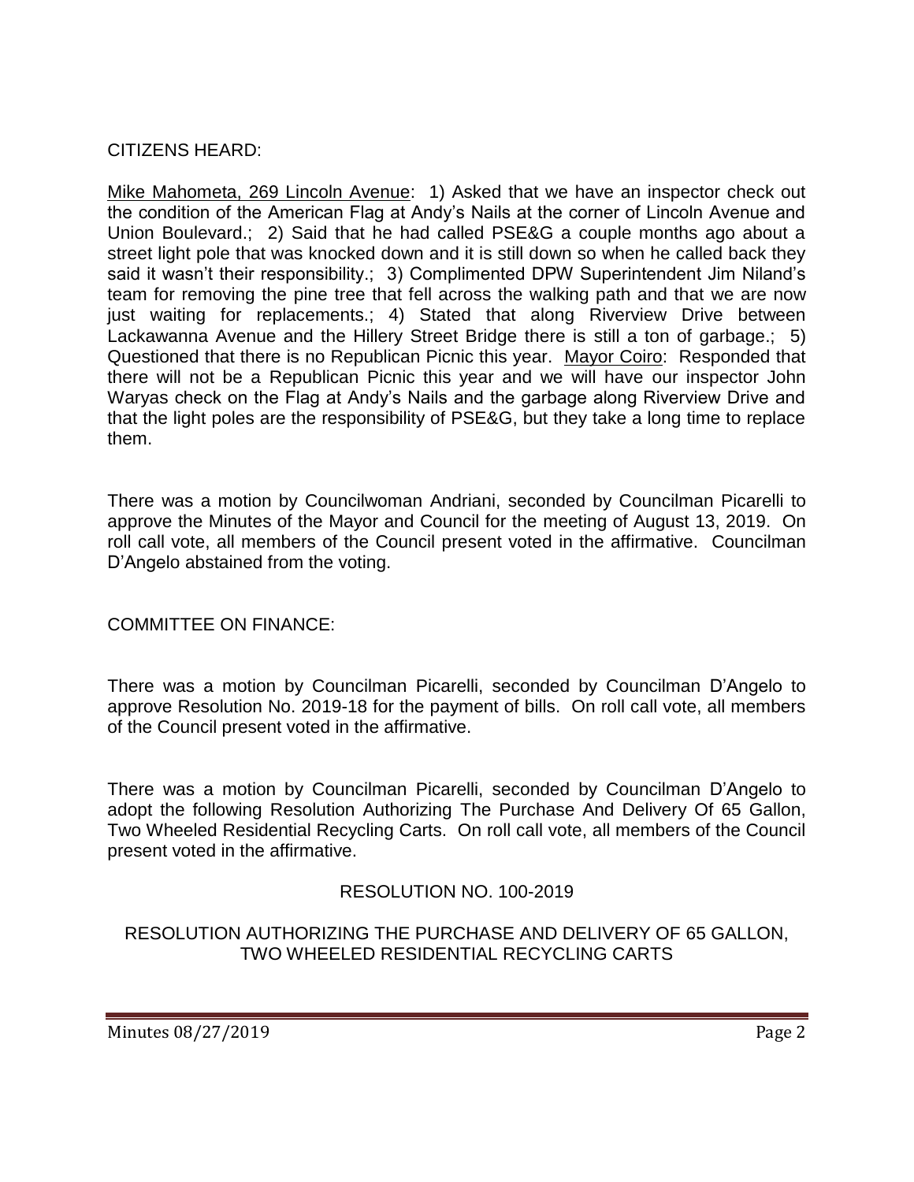CITIZENS HEARD:

<u>Mike Mahometa, 269 Lincoln Avenue</u>: 1) Asked that we have an inspector check out the condition of the American Flag at Andy's Nails at the corner of Lincoln Avenue and Union Boulevard.; 2) Said that he had called PSE&G a couple months ago about a street light pole that was knocked down and it is still down so when he called back they said it wasn't their responsibility.; 3) Complimented DPW Superintendent Jim Niland's team for removing the pine tree that fell across the walking path and that we are now just waiting for replacements.; 4) Stated that along Riverview Drive between Lackawanna Avenue and the Hillery Street Bridge there is still a ton of garbage.; 5) Questioned that there is no Republican Picnic this year. <u>Mayor Coiro</u>: Responded that there will not be a Republican Picnic this year and we will have our inspector John Waryas check on the Flag at Andy's Nails and the garbage along Riverview Drive and that the light poles are the responsibility of PSE&G, but they take a long time to replace them.

There was a motion by Councilwoman Andriani, seconded by Councilman Picarelli to approve the Minutes of the Mayor and Council for the meeting of August 13, 2019. On roll call vote, all members of the Council present voted in the affirmative. Councilman D'Angelo abstained from the voting.

COMMITTEE ON FINANCE:

There was a motion by Councilman Picarelli, seconded by Councilman D'Angelo to approve Resolution No. 2019-18 for the payment of bills. On roll call vote, all members of the Council present voted in the affirmative.

There was a motion by Councilman Picarelli, seconded by Councilman D'Angelo to adopt the following Resolution Authorizing The Purchase And Delivery Of 65 Gallon, Two Wheeled Residential Recycling Carts. On roll call vote, all members of the Council present voted in the affirmative.

RESOLUTION NO. 100-2019

RESOLUTION AUTHORIZING THE PURCHASE AND DELIVERY OF 65 GALLON, TWO WHEELED RESIDENTIAL RECYCLING CARTS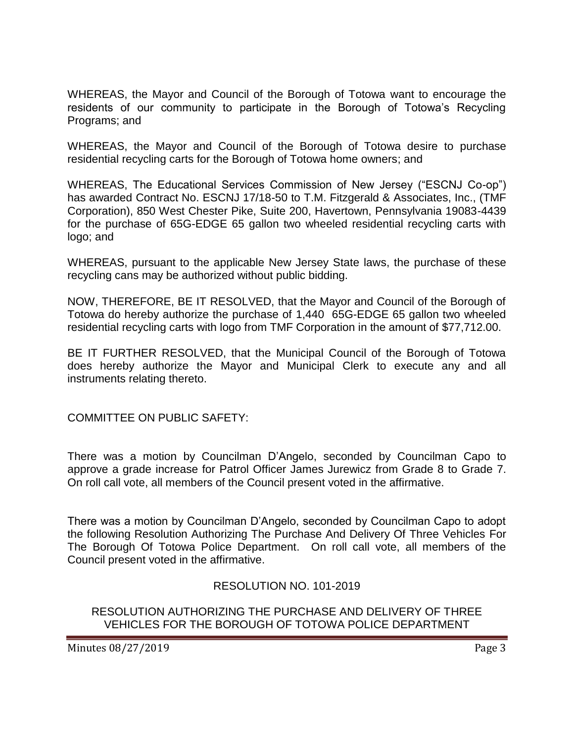WHEREAS, the Mayor and Council of the Borough of Totowa want to encourage the residents of our community to participate in the Borough of Totowa's Recycling Programs; and

WHEREAS, the Mayor and Council of the Borough of Totowa desire to purchase residential recycling carts for the Borough of Totowa home owners; and

WHEREAS, The Educational Services Commission of New Jersey ("ESCNJ Co-op") has awarded Contract No. ESCNJ 17/18-50 to T.M. Fitzgerald & Associates, Inc., (TMF Corporation), 850 West Chester Pike, Suite 200, Havertown, Pennsylvania 19083-4439 for the purchase of 65G-EDGE 65 gallon two wheeled residential recycling carts with logo; and

WHEREAS, pursuant to the applicable New Jersey State laws, the purchase of these recycling cans may be authorized without public bidding.

NOW, THEREFORE, BE IT RESOLVED, that the Mayor and Council of the Borough of Totowa do hereby authorize the purchase of 1,440 65G-EDGE 65 gallon two wheeled residential recycling carts with logo from TMF Corporation in the amount of $77,712.00.

BE IT FURTHER RESOLVED, that the Municipal Council of the Borough of Totowa does hereby authorize the Mayor and Municipal Clerk to execute any and all instruments relating thereto.

COMMITTEE ON PUBLIC SAFETY:

There was a motion by Councilman D'Angelo, seconded by Councilman Capo to approve a grade increase for Patrol Officer James Jurewicz from Grade 8 to Grade 7. On roll call vote, all members of the Council present voted in the affirmative.

There was a motion by Councilman D'Angelo, seconded by Councilman Capo to adopt the following Resolution Authorizing The Purchase And Delivery Of Three Vehicles For The Borough Of Totowa Police Department. On roll call vote, all members of the Council present voted in the affirmative.

RESOLUTION NO. 101-2019

RESOLUTION AUTHORIZING THE PURCHASE AND DELIVERY OF THREE VEHICLES FOR THE BOROUGH OF TOTOWA POLICE DEPARTMENT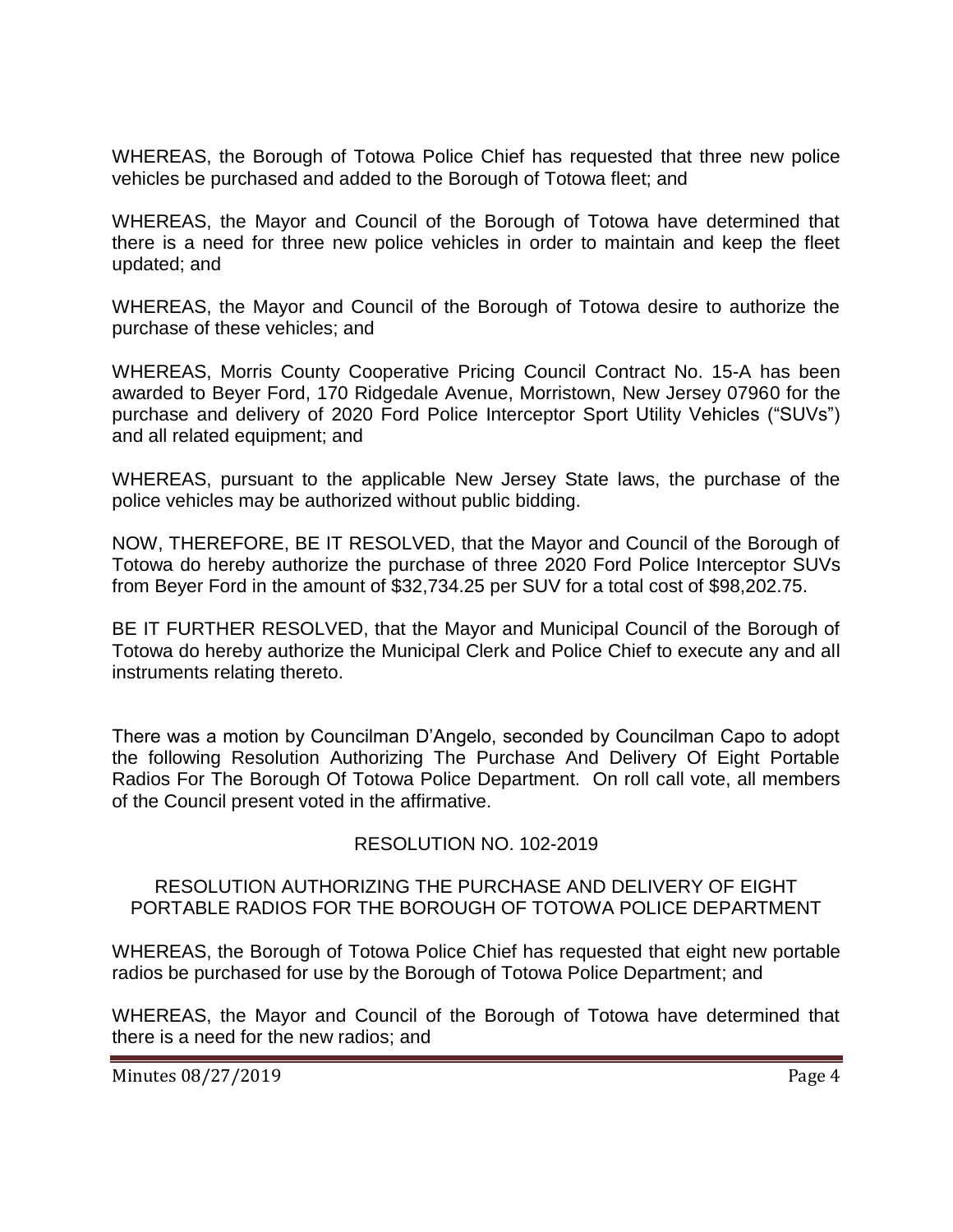WHEREAS, the Borough of Totowa Police Chief has requested that three new police vehicles be purchased and added to the Borough of Totowa fleet; and

WHEREAS, the Mayor and Council of the Borough of Totowa have determined that there is a need for three new police vehicles in order to maintain and keep the fleet updated; and

WHEREAS, the Mayor and Council of the Borough of Totowa desire to authorize the purchase of these vehicles; and

WHEREAS, Morris County Cooperative Pricing Council Contract No. 15-A has been awarded to Beyer Ford, 170 Ridgedale Avenue, Morristown, New Jersey 07960 for the purchase and delivery of 2020 Ford Police Interceptor Sport Utility Vehicles ("SUVs") and all related equipment; and

WHEREAS, pursuant to the applicable New Jersey State laws, the purchase of the police vehicles may be authorized without public bidding.

NOW, THEREFORE, BE IT RESOLVED, that the Mayor and Council of the Borough of Totowa do hereby authorize the purchase of three 2020 Ford Police Interceptor SUVs from Beyer Ford in the amount of $32,734.25 per SUV for a total cost of $98,202.75.

BE IT FURTHER RESOLVED, that the Mayor and Municipal Council of the Borough of Totowa do hereby authorize the Municipal Clerk and Police Chief to execute any and all instruments relating thereto.

There was a motion by Councilman D'Angelo, seconded by Councilman Capo to adopt the following Resolution Authorizing The Purchase And Delivery Of Eight Portable Radios For The Borough Of Totowa Police Department. On roll call vote, all members of the Council present voted in the affirmative.

RESOLUTION NO. 102-2019

RESOLUTION AUTHORIZING THE PURCHASE AND DELIVERY OF EIGHT PORTABLE RADIOS FOR THE BOROUGH OF TOTOWA POLICE DEPARTMENT

WHEREAS, the Borough of Totowa Police Chief has requested that eight new portable radios be purchased for use by the Borough of Totowa Police Department; and

WHEREAS, the Mayor and Council of the Borough of Totowa have determined that there is a need for the new radios; and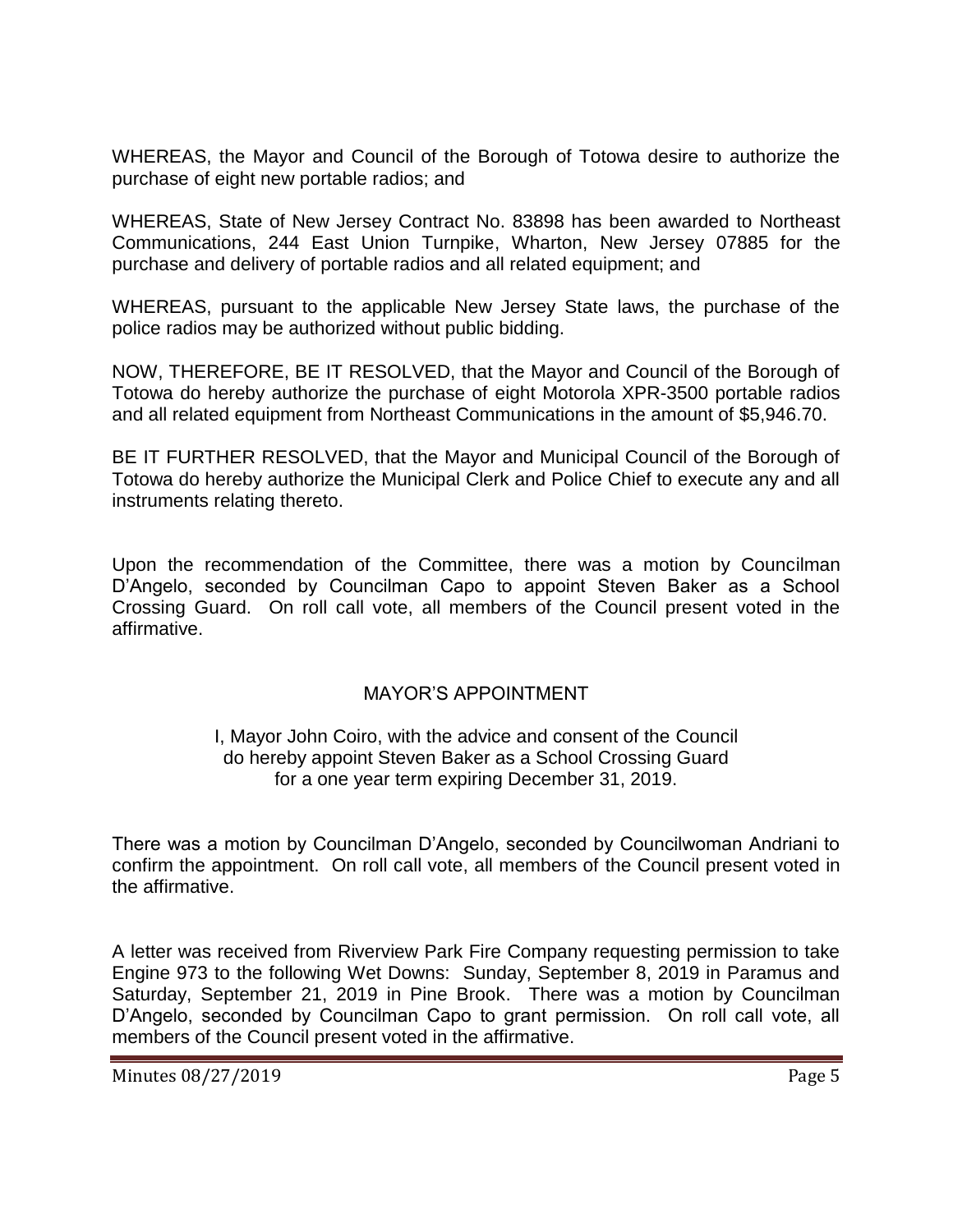WHEREAS, the Mayor and Council of the Borough of Totowa desire to authorize the purchase of eight new portable radios; and

WHEREAS, State of New Jersey Contract No. 83898 has been awarded to Northeast Communications, 244 East Union Turnpike, Wharton, New Jersey 07885 for the purchase and delivery of portable radios and all related equipment; and

WHEREAS, pursuant to the applicable New Jersey State laws, the purchase of the police radios may be authorized without public bidding.

NOW, THEREFORE, BE IT RESOLVED, that the Mayor and Council of the Borough of Totowa do hereby authorize the purchase of eight Motorola XPR-3500 portable radios and all related equipment from Northeast Communications in the amount of $5,946.70.

BE IT FURTHER RESOLVED, that the Mayor and Municipal Council of the Borough of Totowa do hereby authorize the Municipal Clerk and Police Chief to execute any and all instruments relating thereto.

Upon the recommendation of the Committee, there was a motion by Councilman D'Angelo, seconded by Councilman Capo to appoint Steven Baker as a School Crossing Guard. On roll call vote, all members of the Council present voted in the affirmative.

## MAYOR'S APPOINTMENT

I, Mayor John Coiro, with the advice and consent of the Council do hereby appoint Steven Baker as a School Crossing Guard for a one year term expiring December 31, 2019.

There was a motion by Councilman D'Angelo, seconded by Councilwoman Andriani to confirm the appointment. On roll call vote, all members of the Council present voted in the affirmative.

A letter was received from Riverview Park Fire Company requesting permission to take Engine 973 to the following Wet Downs: Sunday, September 8, 2019 in Paramus and Saturday, September 21, 2019 in Pine Brook. There was a motion by Councilman D'Angelo, seconded by Councilman Capo to grant permission. On roll call vote, all members of the Council present voted in the affirmative.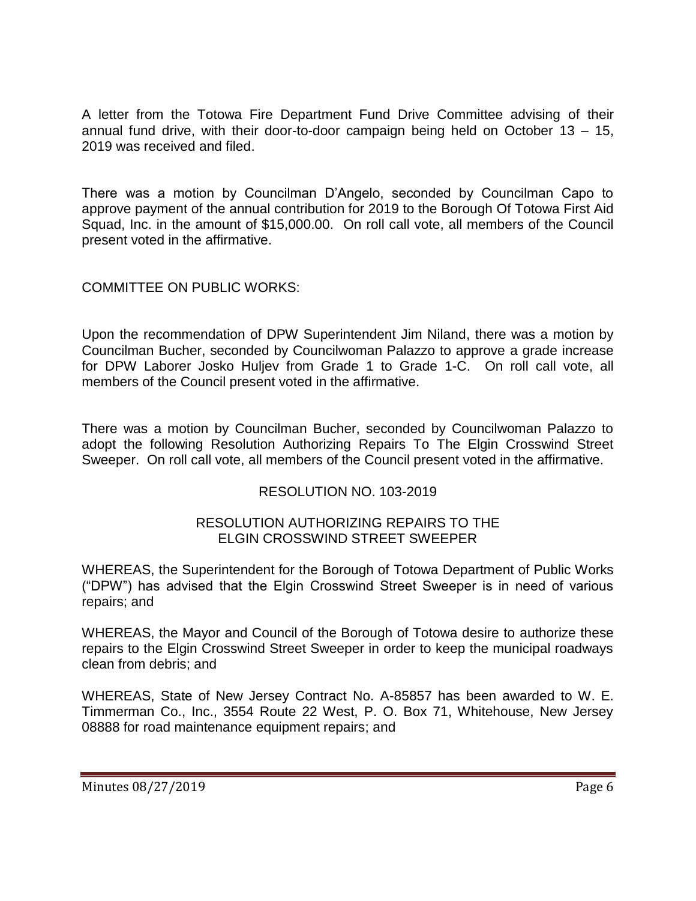A letter from the Totowa Fire Department Fund Drive Committee advising of their annual fund drive, with their door-to-door campaign being held on October 13 – 15, 2019 was received and filed.

There was a motion by Councilman D'Angelo, seconded by Councilman Capo to approve payment of the annual contribution for 2019 to the Borough Of Totowa First Aid Squad, Inc. in the amount of $15,000.00. On roll call vote, all members of the Council present voted in the affirmative.

COMMITTEE ON PUBLIC WORKS:

Upon the recommendation of DPW Superintendent Jim Niland, there was a motion by Councilman Bucher, seconded by Councilwoman Palazzo to approve a grade increase for DPW Laborer Josko Huljev from Grade 1 to Grade 1-C. On roll call vote, all members of the Council present voted in the affirmative.

There was a motion by Councilman Bucher, seconded by Councilwoman Palazzo to adopt the following Resolution Authorizing Repairs To The Elgin Crosswind Street Sweeper. On roll call vote, all members of the Council present voted in the affirmative.

RESOLUTION NO. 103-2019

RESOLUTION AUTHORIZING REPAIRS TO THE ELGIN CROSSWIND STREET SWEEPER

WHEREAS, the Superintendent for the Borough of Totowa Department of Public Works ("DPW") has advised that the Elgin Crosswind Street Sweeper is in need of various repairs; and

WHEREAS, the Mayor and Council of the Borough of Totowa desire to authorize these repairs to the Elgin Crosswind Street Sweeper in order to keep the municipal roadways clean from debris; and

WHEREAS, State of New Jersey Contract No. A-85857 has been awarded to W. E. Timmerman Co., Inc., 3554 Route 22 West, P. O. Box 71, Whitehouse, New Jersey 08888 for road maintenance equipment repairs; and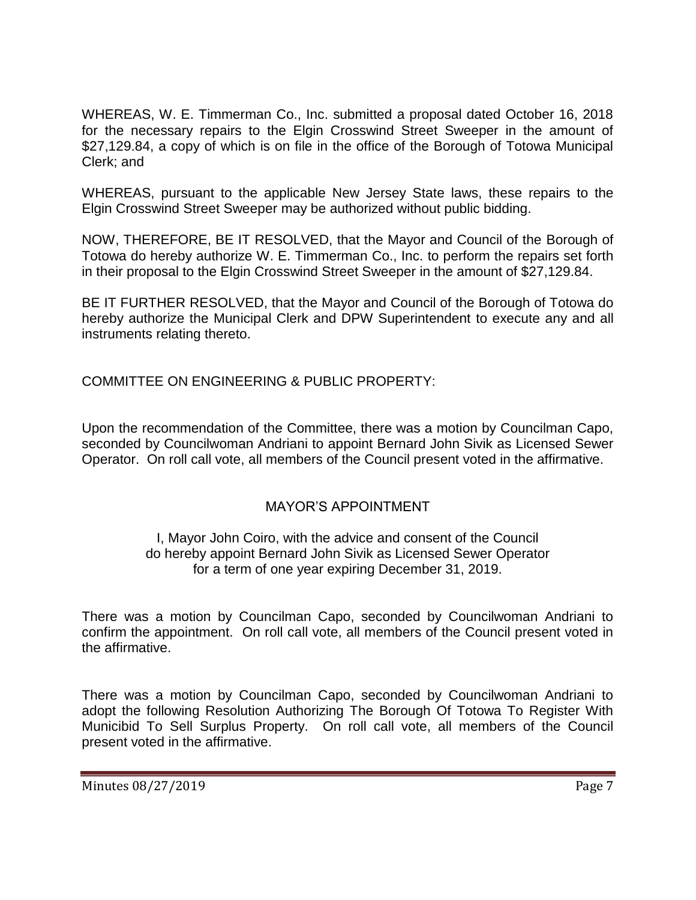WHEREAS, W. E. Timmerman Co., Inc. submitted a proposal dated October 16, 2018 for the necessary repairs to the Elgin Crosswind Street Sweeper in the amount of $27,129.84, a copy of which is on file in the office of the Borough of Totowa Municipal Clerk; and

WHEREAS, pursuant to the applicable New Jersey State laws, these repairs to the Elgin Crosswind Street Sweeper may be authorized without public bidding.

NOW, THEREFORE, BE IT RESOLVED, that the Mayor and Council of the Borough of Totowa do hereby authorize W. E. Timmerman Co., Inc. to perform the repairs set forth in their proposal to the Elgin Crosswind Street Sweeper in the amount of $27,129.84.

BE IT FURTHER RESOLVED, that the Mayor and Council of the Borough of Totowa do hereby authorize the Municipal Clerk and DPW Superintendent to execute any and all instruments relating thereto.

COMMITTEE ON ENGINEERING & PUBLIC PROPERTY:

Upon the recommendation of the Committee, there was a motion by Councilman Capo, seconded by Councilwoman Andriani to appoint Bernard John Sivik as Licensed Sewer Operator. On roll call vote, all members of the Council present voted in the affirmative.

MAYOR'S APPOINTMENT

I, Mayor John Coiro, with the advice and consent of the Council do hereby appoint Bernard John Sivik as Licensed Sewer Operator for a term of one year expiring December 31, 2019.

There was a motion by Councilman Capo, seconded by Councilwoman Andriani to confirm the appointment. On roll call vote, all members of the Council present voted in the affirmative.

There was a motion by Councilman Capo, seconded by Councilwoman Andriani to adopt the following Resolution Authorizing The Borough Of Totowa To Register With Municibid To Sell Surplus Property. On roll call vote, all members of the Council present voted in the affirmative.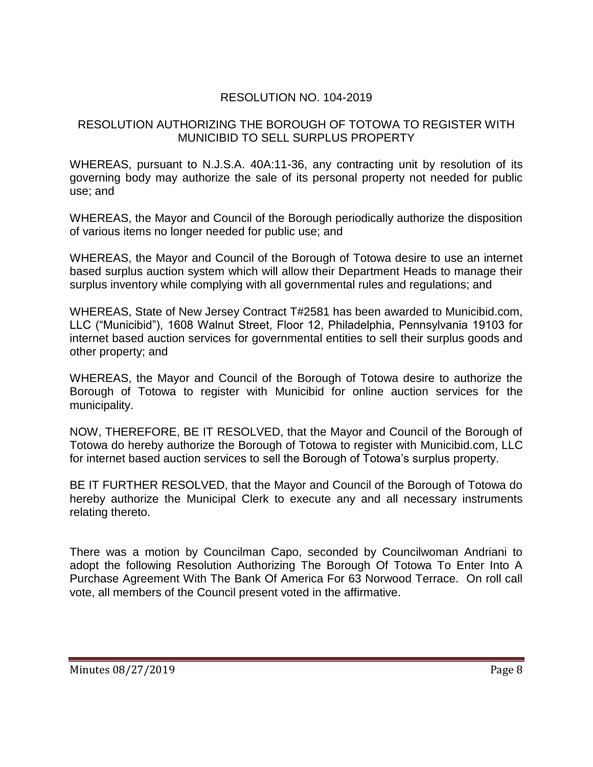RESOLUTION NO. 104-2019

RESOLUTION AUTHORIZING THE BOROUGH OF TOTOWA TO REGISTER WITH MUNICIBID TO SELL SURPLUS PROPERTY

WHEREAS, pursuant to N.J.S.A. 40A:11-36, any contracting unit by resolution of its governing body may authorize the sale of its personal property not needed for public use; and

WHEREAS, the Mayor and Council of the Borough periodically authorize the disposition of various items no longer needed for public use; and

WHEREAS, the Mayor and Council of the Borough of Totowa desire to use an internet based surplus auction system which will allow their Department Heads to manage their surplus inventory while complying with all governmental rules and regulations; and

WHEREAS, State of New Jersey Contract T#2581 has been awarded to Municibid.com, LLC ("Municibid"), 1608 Walnut Street, Floor 12, Philadelphia, Pennsylvania 19103 for internet based auction services for governmental entities to sell their surplus goods and other property; and

WHEREAS, the Mayor and Council of the Borough of Totowa desire to authorize the Borough of Totowa to register with Municibid for online auction services for the municipality.

NOW, THEREFORE, BE IT RESOLVED, that the Mayor and Council of the Borough of Totowa do hereby authorize the Borough of Totowa to register with Municibid.com, LLC for internet based auction services to sell the Borough of Totowa's surplus property.

BE IT FURTHER RESOLVED, that the Mayor and Council of the Borough of Totowa do hereby authorize the Municipal Clerk to execute any and all necessary instruments relating thereto.

There was a motion by Councilman Capo, seconded by Councilwoman Andriani to adopt the following Resolution Authorizing The Borough Of Totowa To Enter Into A Purchase Agreement With The Bank Of America For 63 Norwood Terrace. On roll call vote, all members of the Council present voted in the affirmative.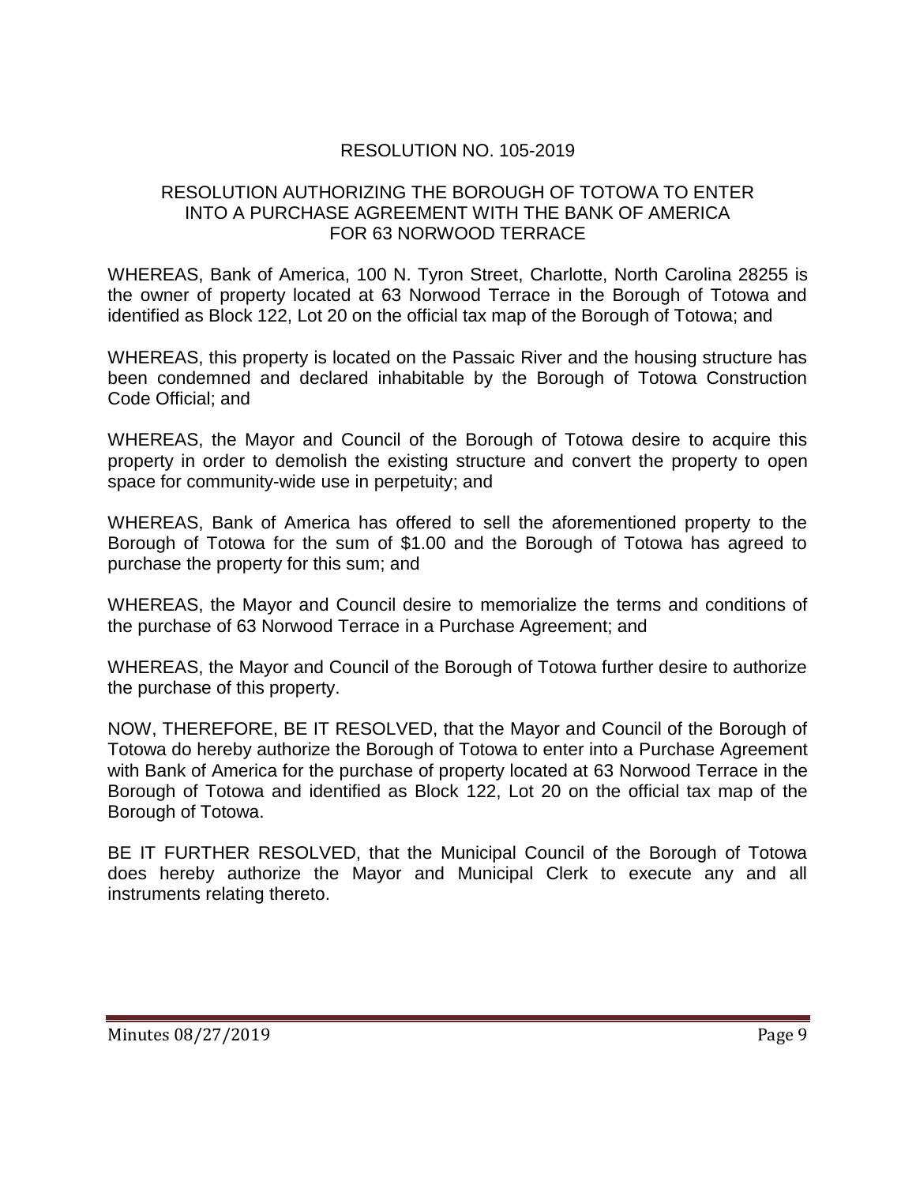RESOLUTION NO. 105-2019

RESOLUTION AUTHORIZING THE BOROUGH OF TOTOWA TO ENTER INTO A PURCHASE AGREEMENT WITH THE BANK OF AMERICA FOR 63 NORWOOD TERRACE

WHEREAS, Bank of America, 100 N. Tyron Street, Charlotte, North Carolina 28255 is the owner of property located at 63 Norwood Terrace in the Borough of Totowa and identified as Block 122, Lot 20 on the official tax map of the Borough of Totowa; and

WHEREAS, this property is located on the Passaic River and the housing structure has been condemned and declared inhabitable by the Borough of Totowa Construction Code Official; and

WHEREAS, the Mayor and Council of the Borough of Totowa desire to acquire this property in order to demolish the existing structure and convert the property to open space for community-wide use in perpetuity; and

WHEREAS, Bank of America has offered to sell the aforementioned property to the Borough of Totowa for the sum of $1.00 and the Borough of Totowa has agreed to purchase the property for this sum; and

WHEREAS, the Mayor and Council desire to memorialize the terms and conditions of the purchase of 63 Norwood Terrace in a Purchase Agreement; and

WHEREAS, the Mayor and Council of the Borough of Totowa further desire to authorize the purchase of this property.

NOW, THEREFORE, BE IT RESOLVED, that the Mayor and Council of the Borough of Totowa do hereby authorize the Borough of Totowa to enter into a Purchase Agreement with Bank of America for the purchase of property located at 63 Norwood Terrace in the Borough of Totowa and identified as Block 122, Lot 20 on the official tax map of the Borough of Totowa.

BE IT FURTHER RESOLVED, that the Municipal Council of the Borough of Totowa does hereby authorize the Mayor and Municipal Clerk to execute any and all instruments relating thereto.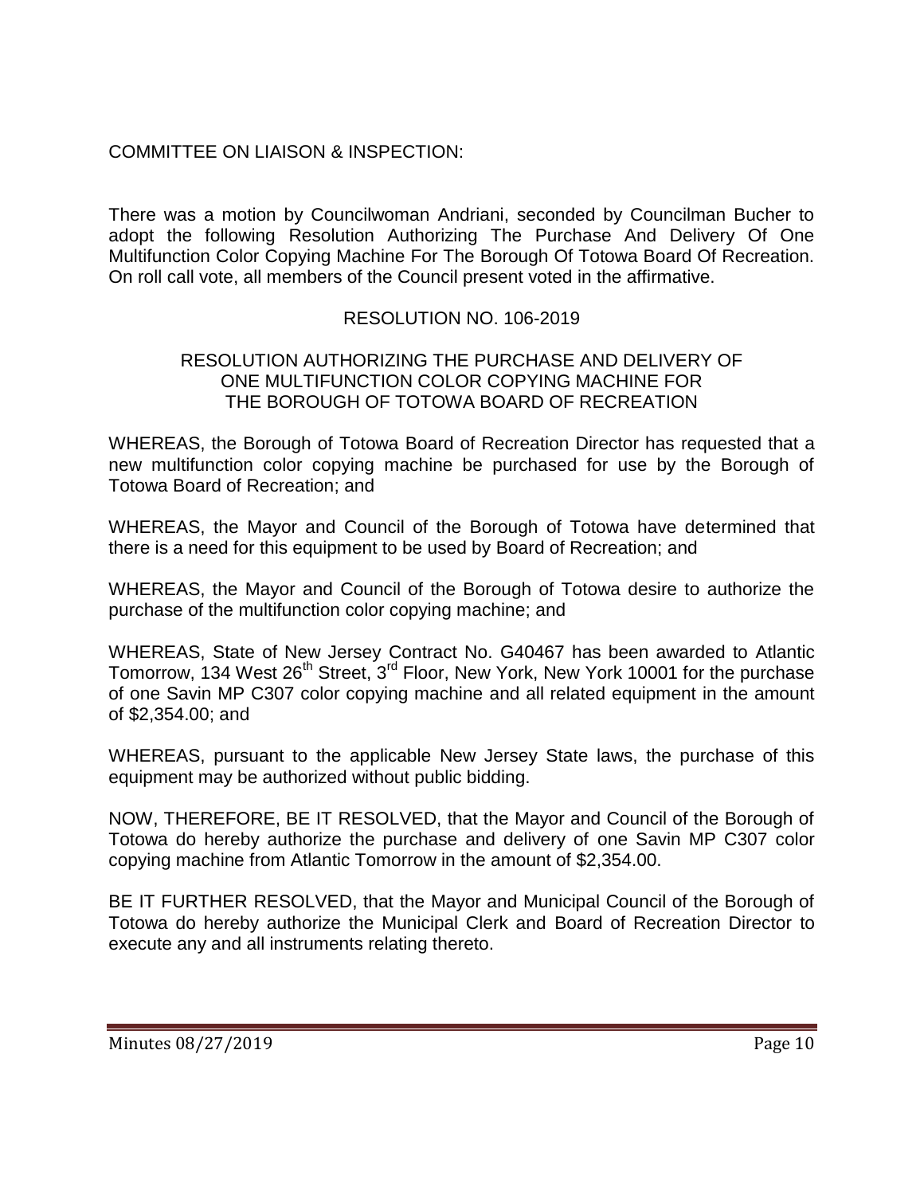COMMITTEE ON LIAISON & INSPECTION:

There was a motion by Councilwoman Andriani, seconded by Councilman Bucher to adopt the following Resolution Authorizing The Purchase And Delivery Of One Multifunction Color Copying Machine For The Borough Of Totowa Board Of Recreation. On roll call vote, all members of the Council present voted in the affirmative.

RESOLUTION NO. 106-2019

RESOLUTION AUTHORIZING THE PURCHASE AND DELIVERY OF ONE MULTIFUNCTION COLOR COPYING MACHINE FOR THE BOROUGH OF TOTOWA BOARD OF RECREATION

WHEREAS, the Borough of Totowa Board of Recreation Director has requested that a new multifunction color copying machine be purchased for use by the Borough of Totowa Board of Recreation; and

WHEREAS, the Mayor and Council of the Borough of Totowa have determined that there is a need for this equipment to be used by Board of Recreation; and

WHEREAS, the Mayor and Council of the Borough of Totowa desire to authorize the purchase of the multifunction color copying machine; and

WHEREAS, State of New Jersey Contract No. G40467 has been awarded to Atlantic Tomorrow, 134 West 26th Street, 3rd Floor, New York, New York 10001 for the purchase of one Savin MP C307 color copying machine and all related equipment in the amount of $2,354.00; and

WHEREAS, pursuant to the applicable New Jersey State laws, the purchase of this equipment may be authorized without public bidding.

NOW, THEREFORE, BE IT RESOLVED, that the Mayor and Council of the Borough of Totowa do hereby authorize the purchase and delivery of one Savin MP C307 color copying machine from Atlantic Tomorrow in the amount of $2,354.00.

BE IT FURTHER RESOLVED, that the Mayor and Municipal Council of the Borough of Totowa do hereby authorize the Municipal Clerk and Board of Recreation Director to execute any and all instruments relating thereto.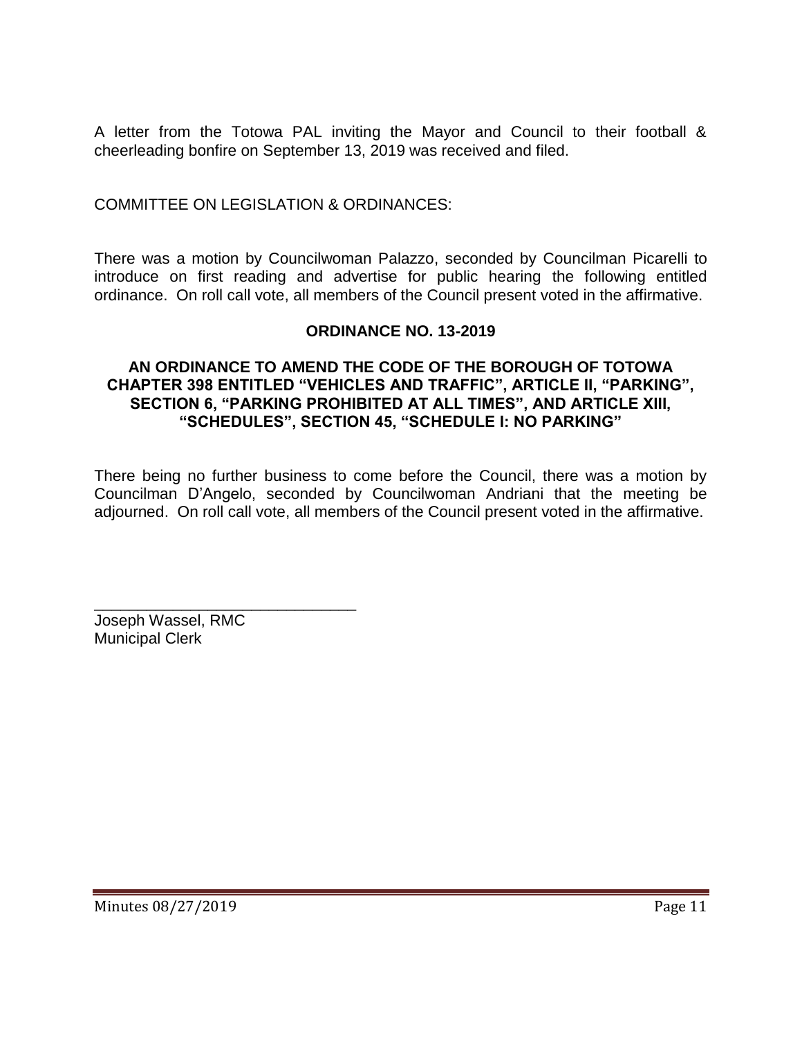A letter from the Totowa PAL inviting the Mayor and Council to their football & cheerleading bonfire on September 13, 2019 was received and filed.

COMMITTEE ON LEGISLATION & ORDINANCES:

There was a motion by Councilwoman Palazzo, seconded by Councilman Picarelli to introduce on first reading and advertise for public hearing the following entitled ordinance. On roll call vote, all members of the Council present voted in the affirmative.

**ORDINANCE NO. 13-2019**

**AN ORDINANCE TO AMEND THE CODE OF THE BOROUGH OF TOTOWA CHAPTER 398 ENTITLED "VEHICLES AND TRAFFIC", ARTICLE II, "PARKING", SECTION 6, "PARKING PROHIBITED AT ALL TIMES", AND ARTICLE XIII, "SCHEDULES", SECTION 45, "SCHEDULE I: NO PARKING"**

There being no further business to come before the Council, there was a motion by Councilman D'Angelo, seconded by Councilwoman Andriani that the meeting be adjourned. On roll call vote, all members of the Council present voted in the affirmative.

\_\_\_\_\_\_\_\_\_\_\_\_\_\_\_\_\_\_\_\_\_\_\_\_\_\_\_\_\_\_\_

Joseph Wassel, RMC
Municipal Clerk